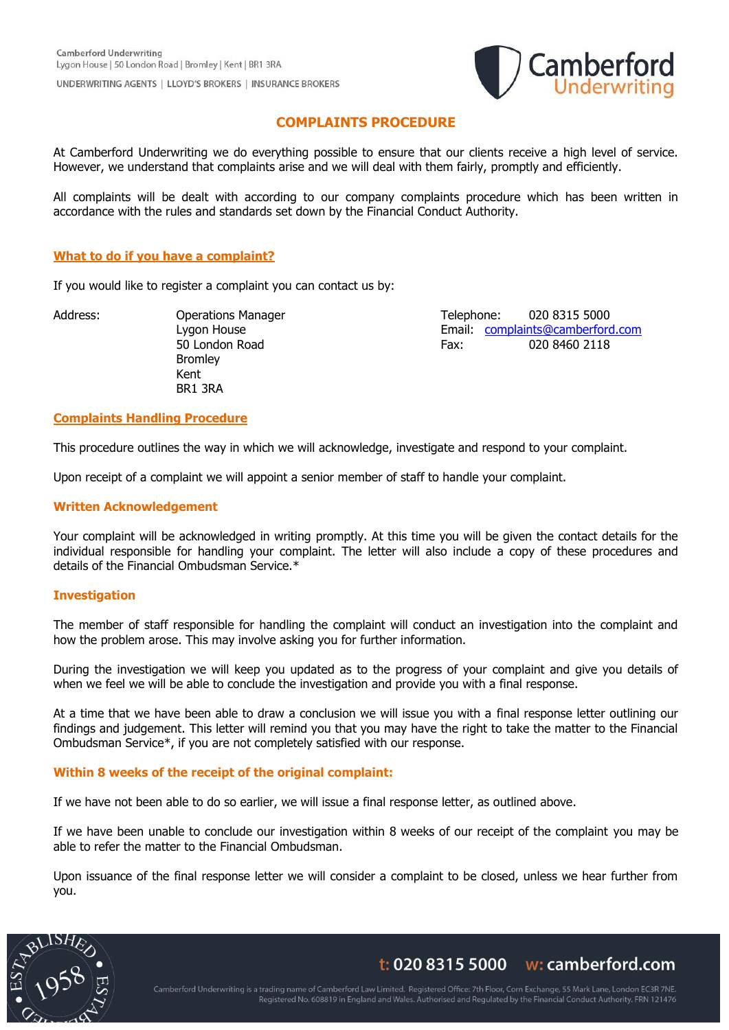Camberford Underwriting
Lygon House | 50 London Road | Bromley | Kent | BR1 3RA

UNDERWRITING AGENTS | LLOYD'S BROKERS | INSURANCE BROKERS

# COMPLAINTS PROCEDURE

At Camberford Underwriting we do everything possible to ensure that our clients receive a high level of service. However, we understand that complaints arise and we will deal with them fairly, promptly and efficiently.

All complaints will be dealt with according to our company complaints procedure which has been written in accordance with the rules and standards set down by the Financial Conduct Authority.

## What to do if you have a complaint?

If you would like to register a complaint you can contact us by:

Address:
Operations Manager
Lygon House
50 London Road
Bromley
Kent
BR1 3RA

Telephone: 020 8315 5000
Email: complaints@camberford.com
Fax: 020 8460 2118

## Complaints Handling Procedure

This procedure outlines the way in which we will acknowledge, investigate and respond to your complaint.

Upon receipt of a complaint we will appoint a senior member of staff to handle your complaint.

### Written Acknowledgement

Your complaint will be acknowledged in writing promptly. At this time you will be given the contact details for the individual responsible for handling your complaint. The letter will also include a copy of these procedures and details of the Financial Ombudsman Service.*

### Investigation

The member of staff responsible for handling the complaint will conduct an investigation into the complaint and how the problem arose. This may involve asking you for further information.

During the investigation we will keep you updated as to the progress of your complaint and give you details of when we feel we will be able to conclude the investigation and provide you with a final response.

At a time that we have been able to draw a conclusion we will issue you with a final response letter outlining our findings and judgement. This letter will remind you that you may have the right to take the matter to the Financial Ombudsman Service*, if you are not completely satisfied with our response.

### Within 8 weeks of the receipt of the original complaint:

If we have not been able to do so earlier, we will issue a final response letter, as outlined above.

If we have been unable to conclude our investigation within 8 weeks of our receipt of the complaint you may be able to refer the matter to the Financial Ombudsman.

Upon issuance of the final response letter we will consider a complaint to be closed, unless we hear further from you.

t: 020 8315 5000 w: camberford.com

Camberford Underwriting is a trading name of Camberford Law Limited. Registered Office: 7th Floor, Corn Exchange, 55 Mark Lane, London EC3R 7NE. Registered No. 608819 in England and Wales. Authorised and Regulated by the Financial Conduct Authority. FRN 121476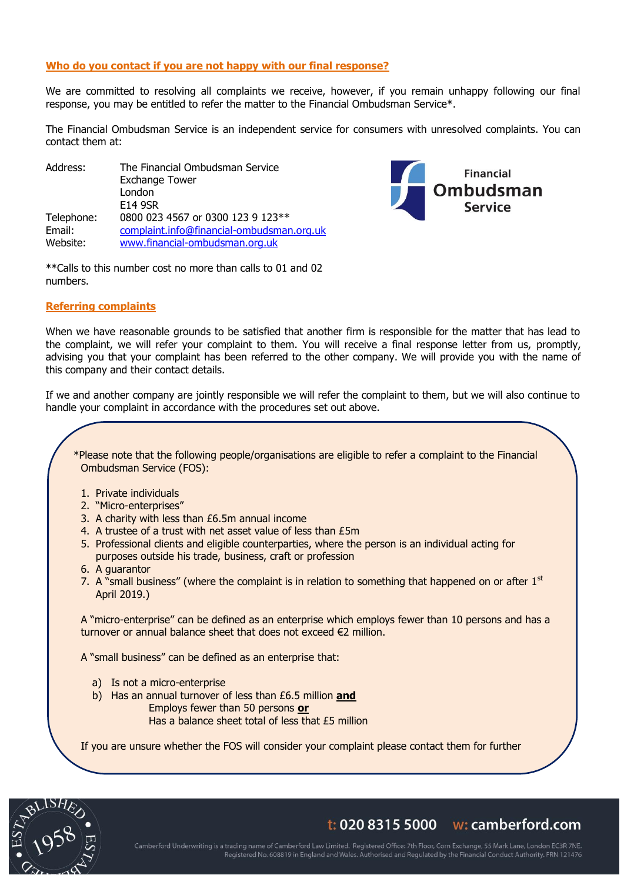**Who do you contact if you are not happy with our final response?**

We are committed to resolving all complaints we receive, however, if you remain unhappy following our final response, you may be entitled to refer the matter to the Financial Ombudsman Service*.

The Financial Ombudsman Service is an independent service for consumers with unresolved complaints. You can contact them at:

| | |
|---|---|
| Address: | The Financial Ombudsman Service<br>Exchange Tower<br>London<br>E14 9SR |
| Telephone: | 0800 023 4567 or 0300 123 9 123** |
| Email: | complaint.info@financial-ombudsman.org.uk |
| Website: | www.financial-ombudsman.org.uk |

Financial Ombudsman Service

**Calls to this number cost no more than calls to 01 and 02 numbers.

**Referring complaints**

When we have reasonable grounds to be satisfied that another firm is responsible for the matter that has lead to the complaint, we will refer your complaint to them. You will receive a final response letter from us, promptly, advising you that your complaint has been referred to the other company. We will provide you with the name of this company and their contact details.

If we and another company are jointly responsible we will refer the complaint to them, but we will also continue to handle your complaint in accordance with the procedures set out above.

*Please note that the following people/organisations are eligible to refer a complaint to the Financial Ombudsman Service (FOS):

1. Private individuals
2. "Micro-enterprises"
3. A charity with less than £6.5m annual income
4. A trustee of a trust with net asset value of less than £5m
5. Professional clients and eligible counterparties, where the person is an individual acting for purposes outside his trade, business, craft or profession
6. A guarantor
7. A "small business" (where the complaint is in relation to something that happened on or after 1st April 2019.)

A "micro-enterprise" can be defined as an enterprise which employs fewer than 10 persons and has a turnover or annual balance sheet that does not exceed €2 million.

A "small business" can be defined as an enterprise that:

a) Is not a micro-enterprise
b) Has an annual turnover of less than £6.5 million **and**
   Employs fewer than 50 persons **or**
   Has a balance sheet total of less that £5 million

If you are unsure whether the FOS will consider your complaint please contact them for further

ESTABLISHED 1958

t: 020 8315 5000 w: camberford.com

Camberford Underwriting is a trading name of Camberford Law Limited. Registered Office: 7th Floor, Corn Exchange, 55 Mark Lane, London EC3R 7NE. Registered No. 608819 in England and Wales. Authorised and Regulated by the Financial Conduct Authority. FRN 121476